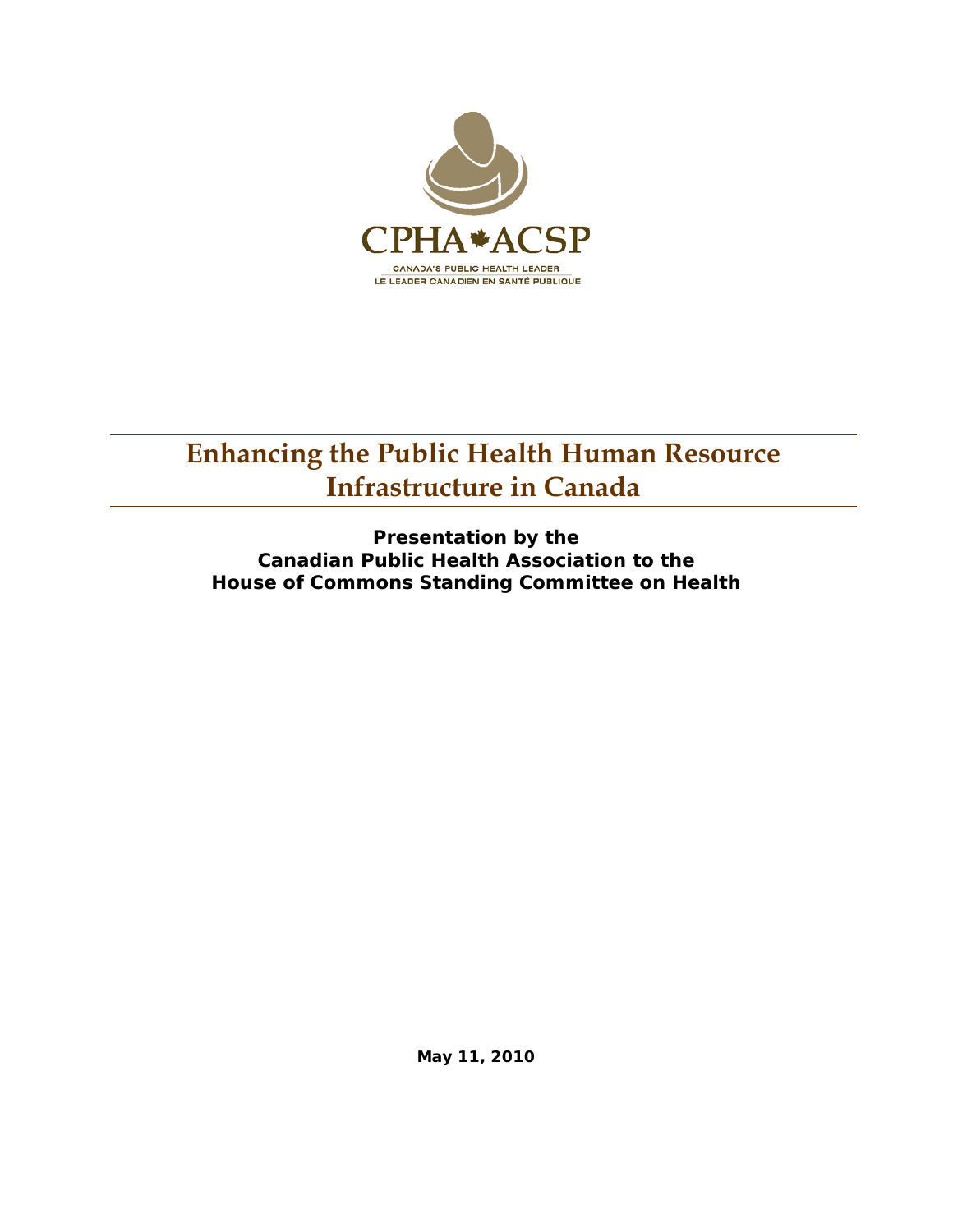CPHA ACSP

CANADA'S PUBLIC HEALTH LEADER
LE LEADER CANADIEN EN SANTÉ PUBLIQUE

# Enhancing the Public Health Human Resource Infrastructure in Canada

**Presentation by the**
**Canadian Public Health Association to the**
**House of Commons Standing Committee on Health**

**May 11, 2010**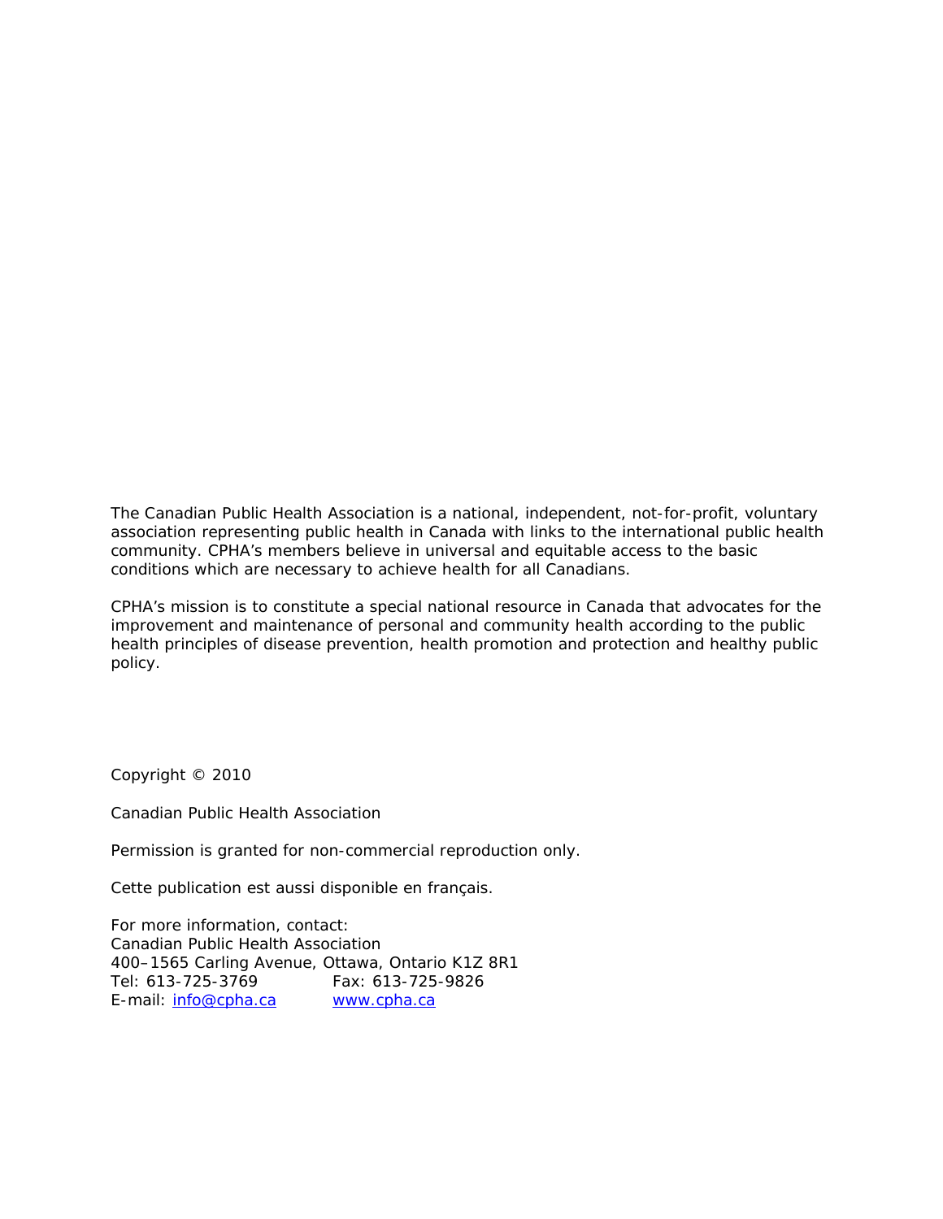The Canadian Public Health Association is a national, independent, not-for-profit, voluntary association representing public health in Canada with links to the international public health community. CPHA's members believe in universal and equitable access to the basic conditions which are necessary to achieve health for all Canadians.

CPHA's mission is to constitute a special national resource in Canada that advocates for the improvement and maintenance of personal and community health according to the public health principles of disease prevention, health promotion and protection and healthy public policy.

Copyright © 2010

Canadian Public Health Association

Permission is granted for non-commercial reproduction only.

Cette publication est aussi disponible en français.

For more information, contact:
Canadian Public Health Association
400–1565 Carling Avenue, Ottawa, Ontario K1Z 8R1
Tel: 613-725-3769 Fax: 613-725-9826
E-mail: info@cpha.ca www.cpha.ca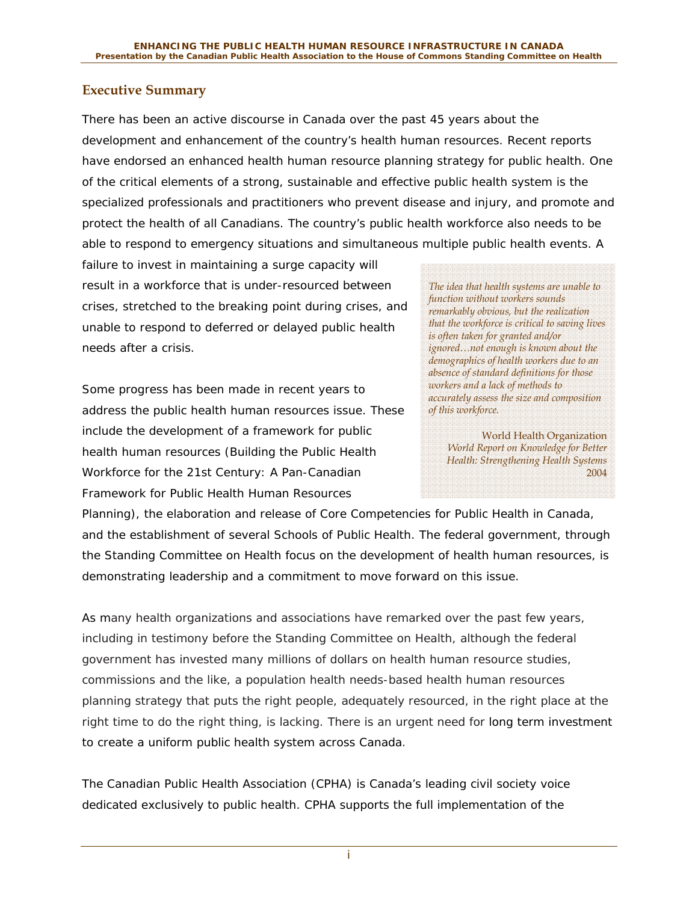## Executive Summary

There has been an active discourse in Canada over the past 45 years about the development and enhancement of the country's health human resources. Recent reports have endorsed an enhanced health human resource planning strategy for public health. One of the critical elements of a strong, sustainable and effective public health system is the specialized professionals and practitioners who prevent disease and injury, and promote and protect the health of all Canadians. The country's public health workforce also needs to be able to respond to emergency situations and simultaneous multiple public health events. A failure to invest in maintaining a surge capacity will result in a workforce that is under-resourced between crises, stretched to the breaking point during crises, and unable to respond to deferred or delayed public health needs after a crisis.

> *The idea that health systems are unable to function without workers sounds remarkably obvious, but the realization that the workforce is critical to saving lives is often taken for granted and/or ignored…not enough is known about the demographics of health workers due to an absence of standard definitions for those workers and a lack of methods to accurately assess the size and composition of this workforce.*
>
> World Health Organization
> *World Report on Knowledge for Better Health: Strengthening Health Systems*
> 2004

Some progress has been made in recent years to address the public health human resources issue. These include the development of a framework for public health human resources (Building the Public Health Workforce for the 21st Century: A Pan-Canadian Framework for Public Health Human Resources Planning), the elaboration and release of Core Competencies for Public Health in Canada, and the establishment of several Schools of Public Health. The federal government, through the Standing Committee on Health focus on the development of health human resources, is demonstrating leadership and a commitment to move forward on this issue.

As many health organizations and associations have remarked over the past few years, including in testimony before the Standing Committee on Health, although the federal government has invested many millions of dollars on health human resource studies, commissions and the like, a population health needs-based health human resources planning strategy that puts the right people, adequately resourced, in the right place at the right time to do the right thing, is lacking. There is an urgent need for long term investment to create a uniform public health system across Canada.

The Canadian Public Health Association (CPHA) is Canada's leading civil society voice dedicated exclusively to public health. CPHA supports the full implementation of the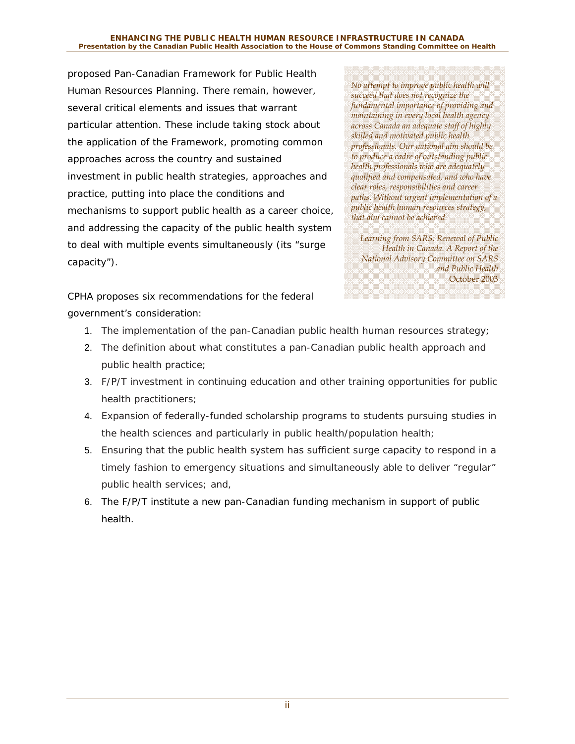proposed Pan-Canadian Framework for Public Health Human Resources Planning. There remain, however, several critical elements and issues that warrant particular attention. These include taking stock about the application of the Framework, promoting common approaches across the country and sustained investment in public health strategies, approaches and practice, putting into place the conditions and mechanisms to support public health as a career choice, and addressing the capacity of the public health system to deal with multiple events simultaneously (its "surge capacity").

> *No attempt to improve public health will succeed that does not recognize the fundamental importance of providing and maintaining in every local health agency across Canada an adequate staff of highly skilled and motivated public health professionals. Our national aim should be to produce a cadre of outstanding public health professionals who are adequately qualified and compensated, and who have clear roles, responsibilities and career paths. Without urgent implementation of a public health human resources strategy, that aim cannot be achieved.*
>
> *Learning from SARS: Renewal of Public Health in Canada. A Report of the National Advisory Committee on SARS and Public Health*
> October 2003

CPHA proposes six recommendations for the federal government's consideration:

1. The implementation of the pan-Canadian public health human resources strategy;
2. The definition about what constitutes a pan-Canadian public health approach and public health practice;
3. F/P/T investment in continuing education and other training opportunities for public health practitioners;
4. Expansion of federally-funded scholarship programs to students pursuing studies in the health sciences and particularly in public health/population health;
5. Ensuring that the public health system has sufficient surge capacity to respond in a timely fashion to emergency situations and simultaneously able to deliver "regular" public health services; and,
6. The F/P/T institute a new pan-Canadian funding mechanism in support of public health.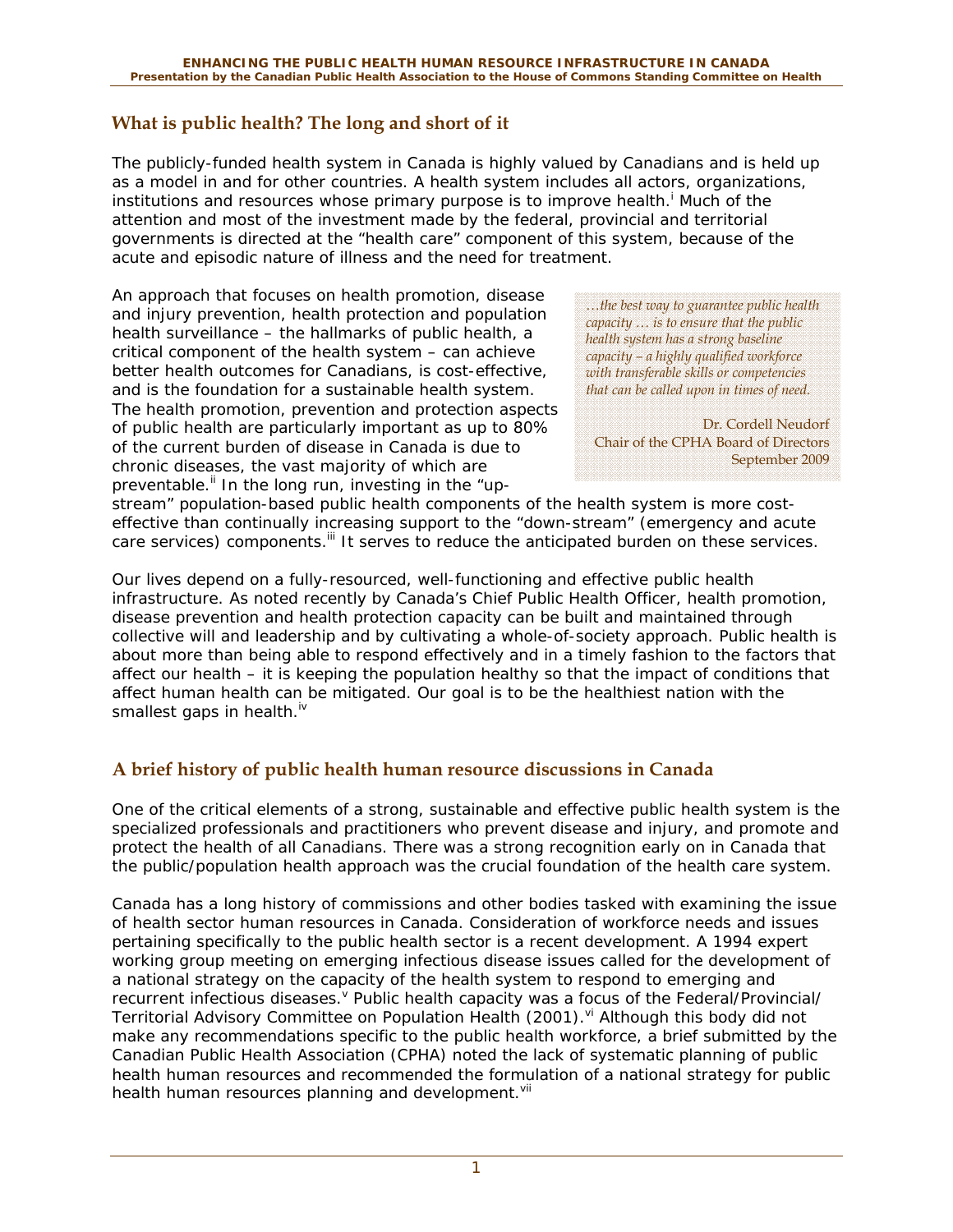## What is public health? The long and short of it

The publicly-funded health system in Canada is highly valued by Canadians and is held up as a model in and for other countries. A health system includes all actors, organizations, institutions and resources whose primary purpose is to improve health.[i] Much of the attention and most of the investment made by the federal, provincial and territorial governments is directed at the "health care" component of this system, because of the acute and episodic nature of illness and the need for treatment.

> *…the best way to guarantee public health capacity … is to ensure that the public health system has a strong baseline capacity – a highly qualified workforce with transferable skills or competencies that can be called upon in times of need.*
>
> Dr. Cordell Neudorf
> Chair of the CPHA Board of Directors
> September 2009

An approach that focuses on health promotion, disease and injury prevention, health protection and population health surveillance – the hallmarks of public health, a critical component of the health system – can achieve better health outcomes for Canadians, is cost-effective, and is the foundation for a sustainable health system. The health promotion, prevention and protection aspects of public health are particularly important as up to 80% of the current burden of disease in Canada is due to chronic diseases, the vast majority of which are preventable.[ii] In the long run, investing in the "up-stream" population-based public health components of the health system is more cost-effective than continually increasing support to the "down-stream" (emergency and acute care services) components.[iii] It serves to reduce the anticipated burden on these services.

Our lives depend on a fully-resourced, well-functioning and effective public health infrastructure. As noted recently by Canada's Chief Public Health Officer, health promotion, disease prevention and health protection capacity can be built and maintained through collective will and leadership and by cultivating a whole-of-society approach. Public health is about more than being able to respond effectively and in a timely fashion to the factors that affect our health – it is keeping the population healthy so that the impact of conditions that affect human health can be mitigated. Our goal is to be the healthiest nation with the smallest gaps in health.[iv]

## A brief history of public health human resource discussions in Canada

One of the critical elements of a strong, sustainable and effective public health system is the specialized professionals and practitioners who prevent disease and injury, and promote and protect the health of all Canadians. There was a strong recognition early on in Canada that the public/population health approach was the crucial foundation of the health care system.

Canada has a long history of commissions and other bodies tasked with examining the issue of health sector human resources in Canada. Consideration of workforce needs and issues pertaining specifically to the public health sector is a recent development. A 1994 expert working group meeting on emerging infectious disease issues called for the development of a national strategy on the capacity of the health system to respond to emerging and recurrent infectious diseases.[v] Public health capacity was a focus of the Federal/Provincial/Territorial Advisory Committee on Population Health (2001).[vi] Although this body did not make any recommendations specific to the public health workforce, a brief submitted by the Canadian Public Health Association (CPHA) noted the lack of systematic planning of public health human resources and recommended the formulation of a national strategy for public health human resources planning and development.[vii]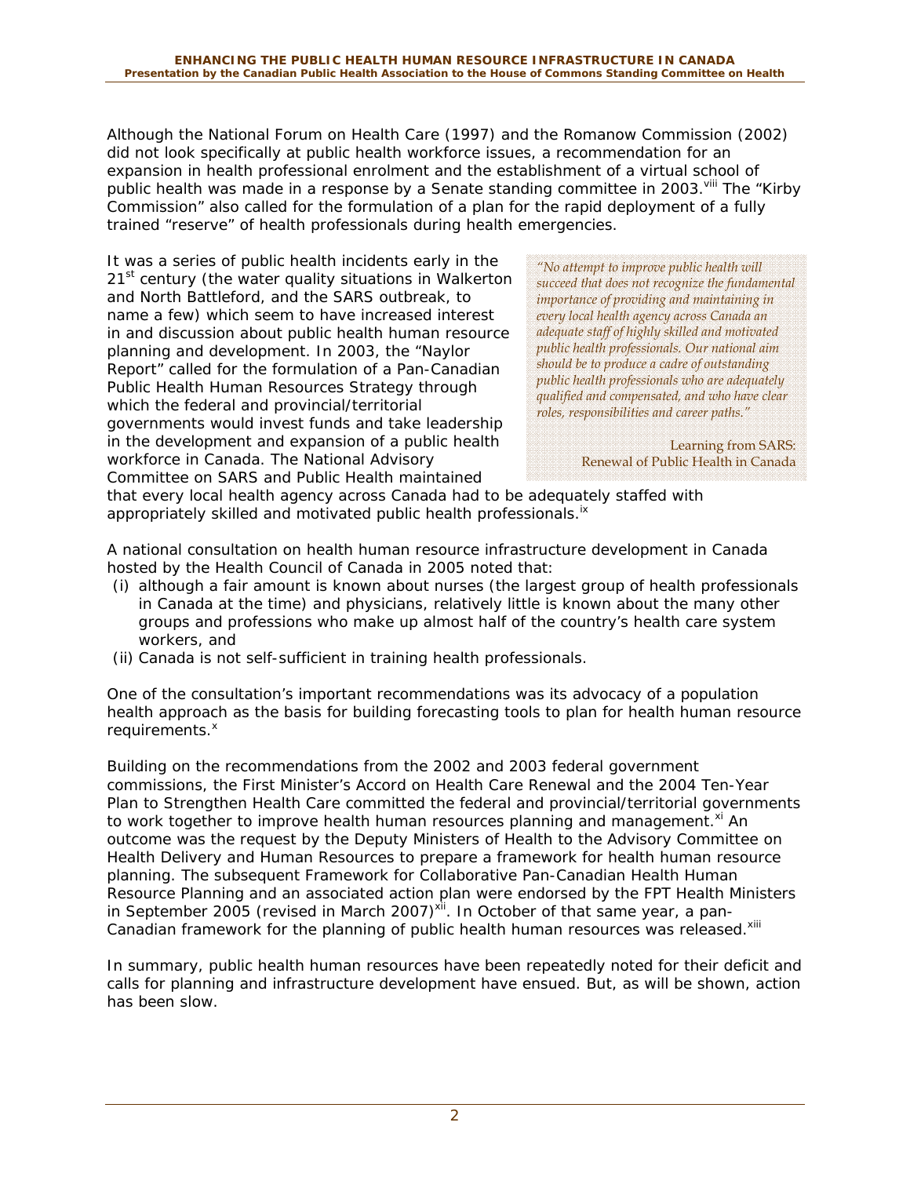Although the National Forum on Health Care (1997) and the Romanow Commission (2002) did not look specifically at public health workforce issues, a recommendation for an expansion in health professional enrolment and the establishment of a virtual school of public health was made in a response by a Senate standing committee in 2003.[viii] The "Kirby Commission" also called for the formulation of a plan for the rapid deployment of a fully trained "reserve" of health professionals during health emergencies.

> *"No attempt to improve public health will succeed that does not recognize the fundamental importance of providing and maintaining in every local health agency across Canada an adequate staff of highly skilled and motivated public health professionals. Our national aim should be to produce a cadre of outstanding public health professionals who are adequately qualified and compensated, and who have clear roles, responsibilities and career paths."*
>
> Learning from SARS: Renewal of Public Health in Canada

It was a series of public health incidents early in the 21st century (the water quality situations in Walkerton and North Battleford, and the SARS outbreak, to name a few) which seem to have increased interest in and discussion about public health human resource planning and development. In 2003, the "Naylor Report" called for the formulation of a Pan-Canadian Public Health Human Resources Strategy through which the federal and provincial/territorial governments would invest funds and take leadership in the development and expansion of a public health workforce in Canada. The National Advisory Committee on SARS and Public Health maintained that every local health agency across Canada had to be adequately staffed with appropriately skilled and motivated public health professionals.[ix]

A national consultation on health human resource infrastructure development in Canada hosted by the Health Council of Canada in 2005 noted that:

(i) although a fair amount is known about nurses (the largest group of health professionals in Canada at the time) and physicians, relatively little is known about the many other groups and professions who make up almost half of the country's health care system workers, and

(ii) Canada is not self-sufficient in training health professionals.

One of the consultation's important recommendations was its advocacy of a population health approach as the basis for building forecasting tools to plan for health human resource requirements.[x]

Building on the recommendations from the 2002 and 2003 federal government commissions, the First Minister's Accord on Health Care Renewal and the 2004 Ten-Year Plan to Strengthen Health Care committed the federal and provincial/territorial governments to work together to improve health human resources planning and management.[xi] An outcome was the request by the Deputy Ministers of Health to the Advisory Committee on Health Delivery and Human Resources to prepare a framework for health human resource planning. The subsequent Framework for Collaborative Pan-Canadian Health Human Resource Planning and an associated action plan were endorsed by the FPT Health Ministers in September 2005 (revised in March 2007)[xii]. In October of that same year, a pan-Canadian framework for the planning of public health human resources was released.[xiii]

In summary, public health human resources have been repeatedly noted for their deficit and calls for planning and infrastructure development have ensued. But, as will be shown, action has been slow.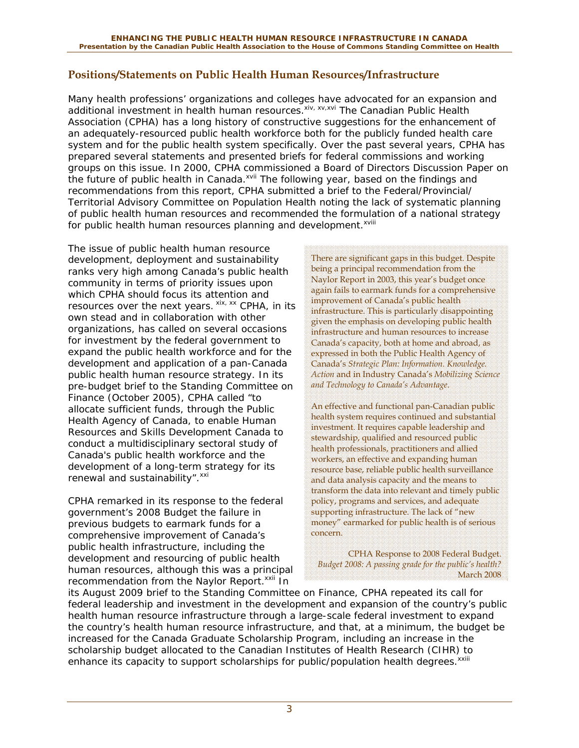## Positions/Statements on Public Health Human Resources/Infrastructure

Many health professions' organizations and colleges have advocated for an expansion and additional investment in health human resources.[xiv, xv,xvi] The Canadian Public Health Association (CPHA) has a long history of constructive suggestions for the enhancement of an adequately-resourced public health workforce both for the publicly funded health care system and for the public health system specifically. Over the past several years, CPHA has prepared several statements and presented briefs for federal commissions and working groups on this issue. In 2000, CPHA commissioned a Board of Directors Discussion Paper on the future of public health in Canada.[xvii] The following year, based on the findings and recommendations from this report, CPHA submitted a brief to the Federal/Provincial/Territorial Advisory Committee on Population Health noting the lack of systematic planning of public health human resources and recommended the formulation of a national strategy for public health human resources planning and development.[xviii]

The issue of public health human resource development, deployment and sustainability ranks very high among Canada's public health community in terms of priority issues upon which CPHA should focus its attention and resources over the next years. [xix, xx] CPHA, in its own stead and in collaboration with other organizations, has called on several occasions for investment by the federal government to expand the public health workforce and for the development and application of a pan-Canada public health human resource strategy. In its pre-budget brief to the Standing Committee on Finance (October 2005), CPHA called "to allocate sufficient funds, through the Public Health Agency of Canada, to enable Human Resources and Skills Development Canada to conduct a multidisciplinary sectoral study of Canada's public health workforce and the development of a long-term strategy for its renewal and sustainability".[xxi]

> There are significant gaps in this budget. Despite being a principal recommendation from the Naylor Report in 2003, this year's budget once again fails to earmark funds for a comprehensive improvement of Canada's public health infrastructure. This is particularly disappointing given the emphasis on developing public health infrastructure and human resources to increase Canada's capacity, both at home and abroad, as expressed in both the Public Health Agency of Canada's *Strategic Plan: Information. Knowledge. Action* and in Industry Canada's *Mobilizing Science and Technology to Canada's Advantage*.
>
> An effective and functional pan-Canadian public health system requires continued and substantial investment. It requires capable leadership and stewardship, qualified and resourced public health professionals, practitioners and allied workers, an effective and expanding human resource base, reliable public health surveillance and data analysis capacity and the means to transform the data into relevant and timely public policy, programs and services, and adequate supporting infrastructure. The lack of "new money" earmarked for public health is of serious concern.
>
> CPHA Response to 2008 Federal Budget.
> *Budget 2008: A passing grade for the public's health?*
> March 2008

CPHA remarked in its response to the federal government's 2008 Budget the failure in previous budgets to earmark funds for a comprehensive improvement of Canada's public health infrastructure, including the development and resourcing of public health human resources, although this was a principal recommendation from the Naylor Report.[xxii] In its August 2009 brief to the Standing Committee on Finance, CPHA repeated its call for federal leadership and investment in the development and expansion of the country's public health human resource infrastructure through a large-scale federal investment to expand the country's health human resource infrastructure, and that, at a minimum, the budget be increased for the Canada Graduate Scholarship Program, including an increase in the scholarship budget allocated to the Canadian Institutes of Health Research (CIHR) to enhance its capacity to support scholarships for public/population health degrees.[xxiii]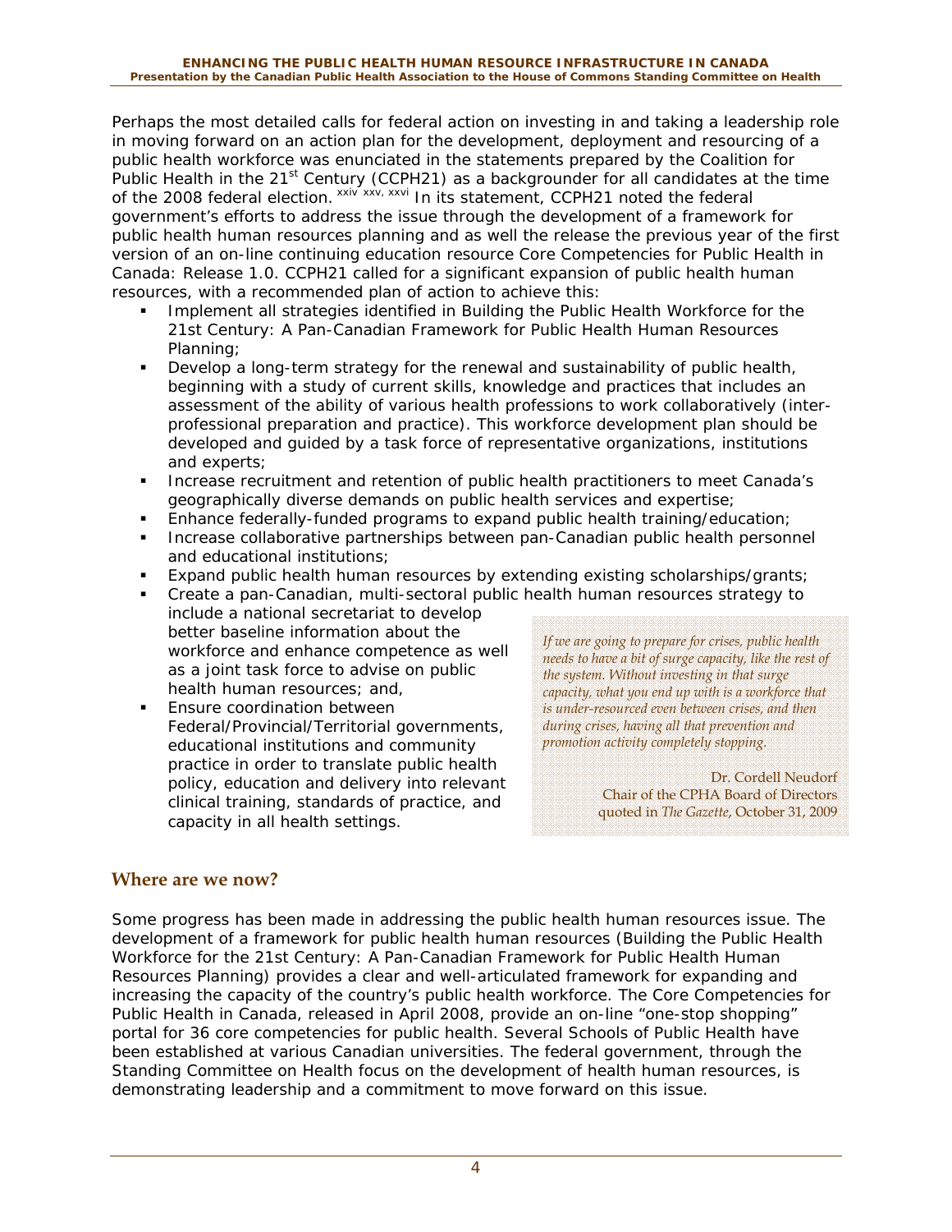Perhaps the most detailed calls for federal action on investing in and taking a leadership role in moving forward on an action plan for the development, deployment and resourcing of a public health workforce was enunciated in the statements prepared by the Coalition for Public Health in the 21st Century (CCPH21) as a backgrounder for all candidates at the time of the 2008 federal election. [xxiv xxv, xxvi] In its statement, CCPH21 noted the federal government's efforts to address the issue through the development of a framework for public health human resources planning and as well the release the previous year of the first version of an on-line continuing education resource Core Competencies for Public Health in Canada: Release 1.0. CCPH21 called for a significant expansion of public health human resources, with a recommended plan of action to achieve this:

- Implement all strategies identified in Building the Public Health Workforce for the 21st Century: A Pan-Canadian Framework for Public Health Human Resources Planning;
- Develop a long-term strategy for the renewal and sustainability of public health, beginning with a study of current skills, knowledge and practices that includes an assessment of the ability of various health professions to work collaboratively (inter-professional preparation and practice). This workforce development plan should be developed and guided by a task force of representative organizations, institutions and experts;
- Increase recruitment and retention of public health practitioners to meet Canada's geographically diverse demands on public health services and expertise;
- Enhance federally-funded programs to expand public health training/education;
- Increase collaborative partnerships between pan-Canadian public health personnel and educational institutions;
- Expand public health human resources by extending existing scholarships/grants;
- Create a pan-Canadian, multi-sectoral public health human resources strategy to include a national secretariat to develop better baseline information about the workforce and enhance competence as well as a joint task force to advise on public health human resources; and,
- Ensure coordination between Federal/Provincial/Territorial governments, educational institutions and community practice in order to translate public health policy, education and delivery into relevant clinical training, standards of practice, and capacity in all health settings.

> *If we are going to prepare for crises, public health needs to have a bit of surge capacity, like the rest of the system. Without investing in that surge capacity, what you end up with is a workforce that is under-resourced even between crises, and then during crises, having all that prevention and promotion activity completely stopping.*
>
> Dr. Cordell Neudorf
> Chair of the CPHA Board of Directors
> quoted in *The Gazette*, October 31, 2009

## Where are we now?

Some progress has been made in addressing the public health human resources issue. The development of a framework for public health human resources (Building the Public Health Workforce for the 21st Century: A Pan-Canadian Framework for Public Health Human Resources Planning) provides a clear and well-articulated framework for expanding and increasing the capacity of the country's public health workforce. The Core Competencies for Public Health in Canada, released in April 2008, provide an on-line "one-stop shopping" portal for 36 core competencies for public health. Several Schools of Public Health have been established at various Canadian universities. The federal government, through the Standing Committee on Health focus on the development of health human resources, is demonstrating leadership and a commitment to move forward on this issue.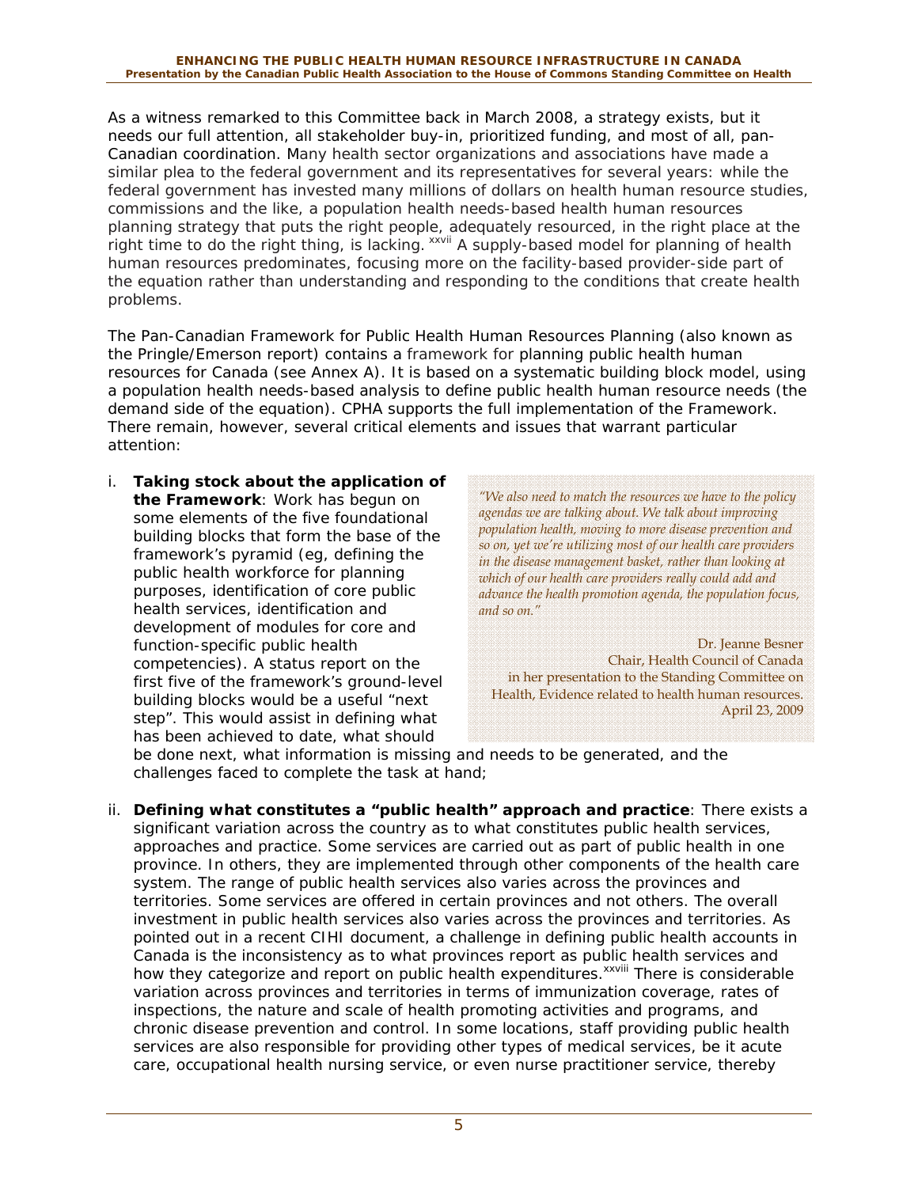As a witness remarked to this Committee back in March 2008, a strategy exists, but it needs our full attention, all stakeholder buy-in, prioritized funding, and most of all, pan-Canadian coordination. Many health sector organizations and associations have made a similar plea to the federal government and its representatives for several years: while the federal government has invested many millions of dollars on health human resource studies, commissions and the like, a population health needs-based health human resources planning strategy that puts the right people, adequately resourced, in the right place at the right time to do the right thing, is lacking. [xxvii] A supply-based model for planning of health human resources predominates, focusing more on the facility-based provider-side part of the equation rather than understanding and responding to the conditions that create health problems.

The Pan-Canadian Framework for Public Health Human Resources Planning (also known as the Pringle/Emerson report) contains a framework for planning public health human resources for Canada (see Annex A). It is based on a systematic building block model, using a population health needs-based analysis to define public health human resource needs (the demand side of the equation). CPHA supports the full implementation of the Framework. There remain, however, several critical elements and issues that warrant particular attention:

> *"We also need to match the resources we have to the policy agendas we are talking about. We talk about improving population health, moving to more disease prevention and so on, yet we're utilizing most of our health care providers in the disease management basket, rather than looking at which of our health care providers really could add and advance the health promotion agenda, the population focus, and so on."*
>
> Dr. Jeanne Besner
> Chair, Health Council of Canada
> in her presentation to the Standing Committee on Health, Evidence related to health human resources.
> April 23, 2009

i. **Taking stock about the application of the Framework**: Work has begun on some elements of the five foundational building blocks that form the base of the framework's pyramid (eg, defining the public health workforce for planning purposes, identification of core public health services, identification and development of modules for core and function-specific public health competencies). A status report on the first five of the framework's ground-level building blocks would be a useful "next step". This would assist in defining what has been achieved to date, what should be done next, what information is missing and needs to be generated, and the challenges faced to complete the task at hand;

ii. **Defining what constitutes a "public health" approach and practice**: There exists a significant variation across the country as to what constitutes public health services, approaches and practice. Some services are carried out as part of public health in one province. In others, they are implemented through other components of the health care system. The range of public health services also varies across the provinces and territories. Some services are offered in certain provinces and not others. The overall investment in public health services also varies across the provinces and territories. As pointed out in a recent CIHI document, a challenge in defining public health accounts in Canada is the inconsistency as to what provinces report as public health services and how they categorize and report on public health expenditures.[xxviii] There is considerable variation across provinces and territories in terms of immunization coverage, rates of inspections, the nature and scale of health promoting activities and programs, and chronic disease prevention and control. In some locations, staff providing public health services are also responsible for providing other types of medical services, be it acute care, occupational health nursing service, or even nurse practitioner service, thereby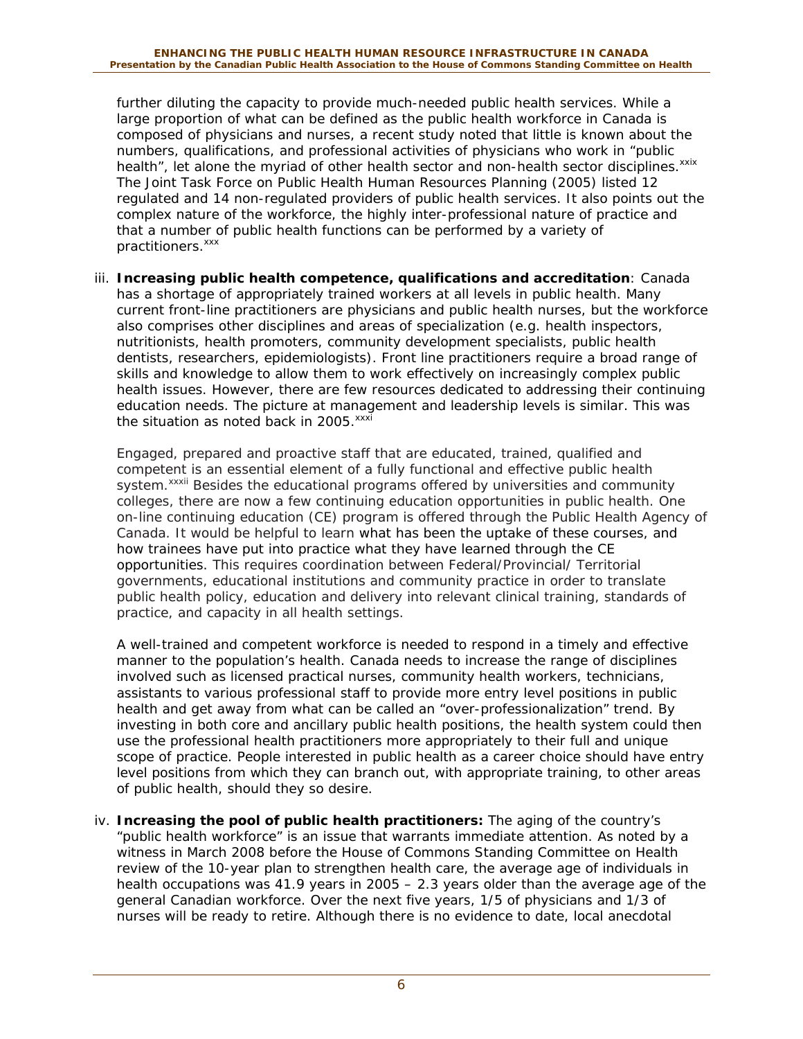further diluting the capacity to provide much-needed public health services. While a large proportion of what can be defined as the public health workforce in Canada is composed of physicians and nurses, a recent study noted that little is known about the numbers, qualifications, and professional activities of physicians who work in "public health", let alone the myriad of other health sector and non-health sector disciplines.[xxix] The Joint Task Force on Public Health Human Resources Planning (2005) listed 12 regulated and 14 non-regulated providers of public health services. It also points out the complex nature of the workforce, the highly inter-professional nature of practice and that a number of public health functions can be performed by a variety of practitioners.[xxx]

iii. **Increasing public health competence, qualifications and accreditation**: Canada has a shortage of appropriately trained workers at all levels in public health. Many current front-line practitioners are physicians and public health nurses, but the workforce also comprises other disciplines and areas of specialization (e.g. health inspectors, nutritionists, health promoters, community development specialists, public health dentists, researchers, epidemiologists). Front line practitioners require a broad range of skills and knowledge to allow them to work effectively on increasingly complex public health issues. However, there are few resources dedicated to addressing their continuing education needs. The picture at management and leadership levels is similar. This was the situation as noted back in 2005.[xxxi]

   Engaged, prepared and proactive staff that are educated, trained, qualified and competent is an essential element of a fully functional and effective public health system.[xxxii] Besides the educational programs offered by universities and community colleges, there are now a few continuing education opportunities in public health. One on-line continuing education (CE) program is offered through the Public Health Agency of Canada. It would be helpful to learn what has been the uptake of these courses, and how trainees have put into practice what they have learned through the CE opportunities. This requires coordination between Federal/Provincial/ Territorial governments, educational institutions and community practice in order to translate public health policy, education and delivery into relevant clinical training, standards of practice, and capacity in all health settings.

   A well-trained and competent workforce is needed to respond in a timely and effective manner to the population's health. Canada needs to increase the range of disciplines involved such as licensed practical nurses, community health workers, technicians, assistants to various professional staff to provide more entry level positions in public health and get away from what can be called an "over-professionalization" trend. By investing in both core and ancillary public health positions, the health system could then use the professional health practitioners more appropriately to their full and unique scope of practice. People interested in public health as a career choice should have entry level positions from which they can branch out, with appropriate training, to other areas of public health, should they so desire.

iv. **Increasing the pool of public health practitioners:** The aging of the country's "public health workforce" is an issue that warrants immediate attention. As noted by a witness in March 2008 before the House of Commons Standing Committee on Health review of the 10-year plan to strengthen health care, the average age of individuals in health occupations was 41.9 years in 2005 – 2.3 years older than the average age of the general Canadian workforce. Over the next five years, 1/5 of physicians and 1/3 of nurses will be ready to retire. Although there is no evidence to date, local anecdotal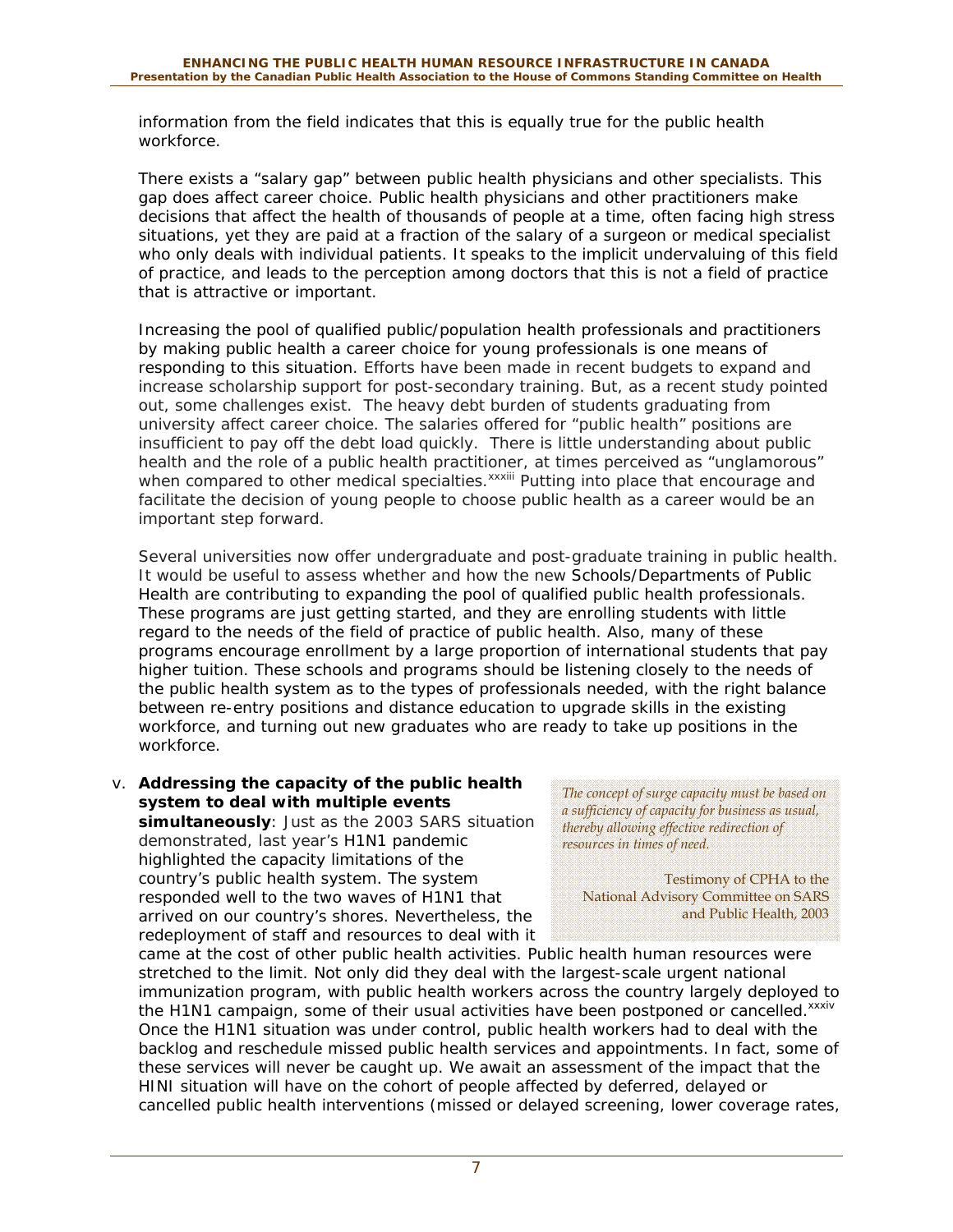information from the field indicates that this is equally true for the public health workforce.

There exists a "salary gap" between public health physicians and other specialists. This gap does affect career choice. Public health physicians and other practitioners make decisions that affect the health of thousands of people at a time, often facing high stress situations, yet they are paid at a fraction of the salary of a surgeon or medical specialist who only deals with individual patients. It speaks to the implicit undervaluing of this field of practice, and leads to the perception among doctors that this is not a field of practice that is attractive or important.

Increasing the pool of qualified public/population health professionals and practitioners by making public health a career choice for young professionals is one means of responding to this situation. Efforts have been made in recent budgets to expand and increase scholarship support for post-secondary training. But, as a recent study pointed out, some challenges exist. The heavy debt burden of students graduating from university affect career choice. The salaries offered for "public health" positions are insufficient to pay off the debt load quickly. There is little understanding about public health and the role of a public health practitioner, at times perceived as "unglamorous" when compared to other medical specialties.[xxxiii] Putting into place that encourage and facilitate the decision of young people to choose public health as a career would be an important step forward.

Several universities now offer undergraduate and post-graduate training in public health. It would be useful to assess whether and how the new Schools/Departments of Public Health are contributing to expanding the pool of qualified public health professionals. These programs are just getting started, and they are enrolling students with little regard to the needs of the field of practice of public health. Also, many of these programs encourage enrollment by a large proportion of international students that pay higher tuition. These schools and programs should be listening closely to the needs of the public health system as to the types of professionals needed, with the right balance between re-entry positions and distance education to upgrade skills in the existing workforce, and turning out new graduates who are ready to take up positions in the workforce.

> *The concept of surge capacity must be based on a sufficiency of capacity for business as usual, thereby allowing effective redirection of resources in times of need.*
>
> Testimony of CPHA to the National Advisory Committee on SARS and Public Health, 2003

v. **Addressing the capacity of the public health system to deal with multiple events simultaneously**: Just as the 2003 SARS situation demonstrated, last year's H1N1 pandemic highlighted the capacity limitations of the country's public health system. The system responded well to the two waves of H1N1 that arrived on our country's shores. Nevertheless, the redeployment of staff and resources to deal with it came at the cost of other public health activities. Public health human resources were stretched to the limit. Not only did they deal with the largest-scale urgent national immunization program, with public health workers across the country largely deployed to the H1N1 campaign, some of their usual activities have been postponed or cancelled.[xxxiv] Once the H1N1 situation was under control, public health workers had to deal with the backlog and reschedule missed public health services and appointments. In fact, some of these services will never be caught up. We await an assessment of the impact that the HINI situation will have on the cohort of people affected by deferred, delayed or cancelled public health interventions (missed or delayed screening, lower coverage rates,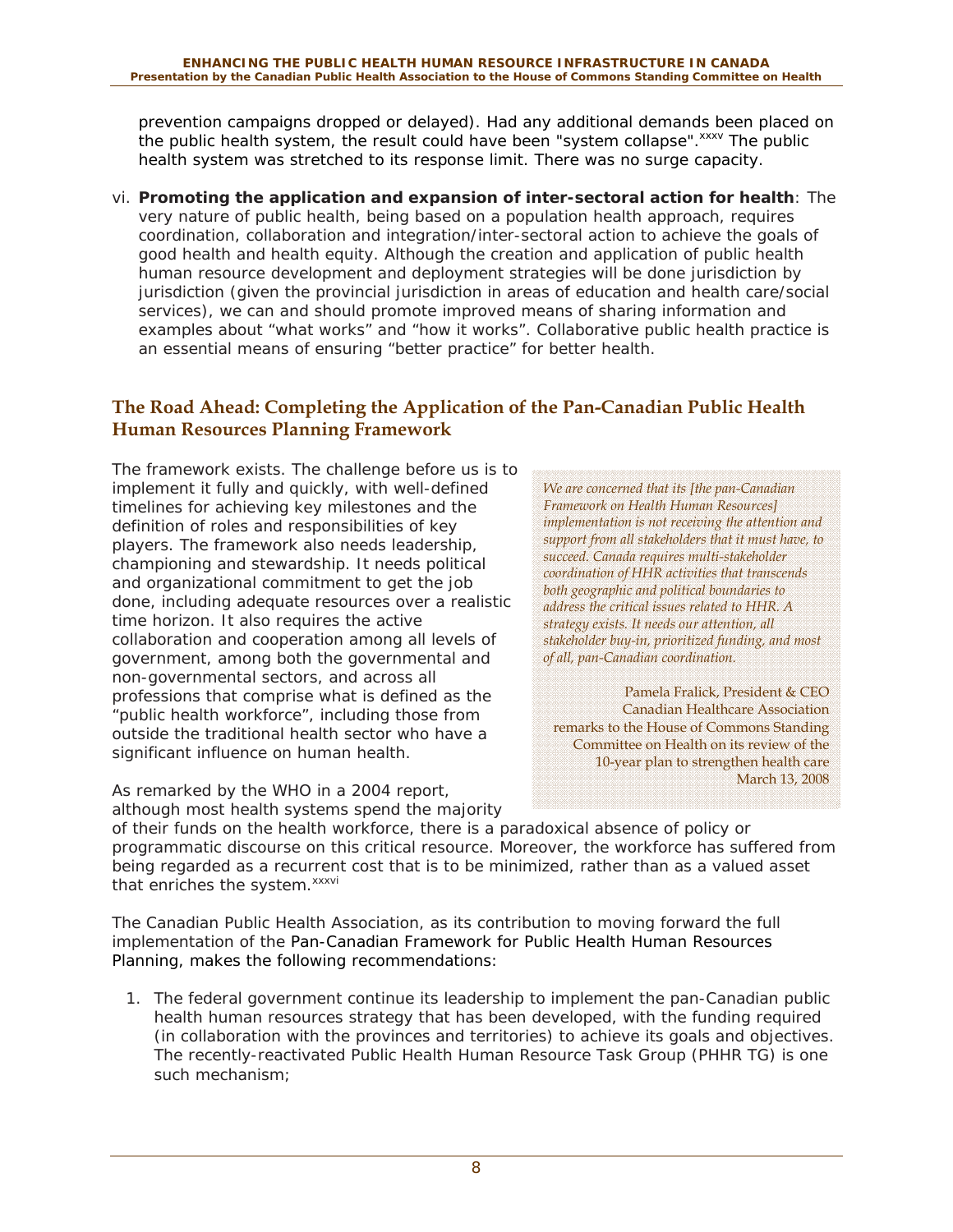prevention campaigns dropped or delayed). Had any additional demands been placed on the public health system, the result could have been "system collapse".[xxxv] The public health system was stretched to its response limit. There was no surge capacity.

vi. **Promoting the application and expansion of inter-sectoral action for health**: The very nature of public health, being based on a population health approach, requires coordination, collaboration and integration/inter-sectoral action to achieve the goals of good health and health equity. Although the creation and application of public health human resource development and deployment strategies will be done jurisdiction by jurisdiction (given the provincial jurisdiction in areas of education and health care/social services), we can and should promote improved means of sharing information and examples about "what works" and "how it works". Collaborative public health practice is an essential means of ensuring "better practice" for better health.

## The Road Ahead: Completing the Application of the Pan-Canadian Public Health Human Resources Planning Framework

The framework exists. The challenge before us is to implement it fully and quickly, with well-defined timelines for achieving key milestones and the definition of roles and responsibilities of key players. The framework also needs leadership, championing and stewardship. It needs political and organizational commitment to get the job done, including adequate resources over a realistic time horizon. It also requires the active collaboration and cooperation among all levels of government, among both the governmental and non-governmental sectors, and across all professions that comprise what is defined as the "public health workforce", including those from outside the traditional health sector who have a significant influence on human health.

> *We are concerned that its [the pan-Canadian Framework on Health Human Resources] implementation is not receiving the attention and support from all stakeholders that it must have, to succeed. Canada requires multi-stakeholder coordination of HHR activities that transcends both geographic and political boundaries to address the critical issues related to HHR. A strategy exists. It needs our attention, all stakeholder buy-in, prioritized funding, and most of all, pan-Canadian coordination.*
>
> Pamela Fralick, President & CEO
> Canadian Healthcare Association
> remarks to the House of Commons Standing Committee on Health on its review of the 10-year plan to strengthen health care
> March 13, 2008

As remarked by the WHO in a 2004 report, although most health systems spend the majority of their funds on the health workforce, there is a paradoxical absence of policy or programmatic discourse on this critical resource. Moreover, the workforce has suffered from being regarded as a recurrent cost that is to be minimized, rather than as a valued asset that enriches the system.[xxxvi]

The Canadian Public Health Association, as its contribution to moving forward the full implementation of the Pan-Canadian Framework for Public Health Human Resources Planning, makes the following recommendations:

1. The federal government continue its leadership to implement the pan-Canadian public health human resources strategy that has been developed, with the funding required (in collaboration with the provinces and territories) to achieve its goals and objectives. The recently-reactivated Public Health Human Resource Task Group (PHHR TG) is one such mechanism;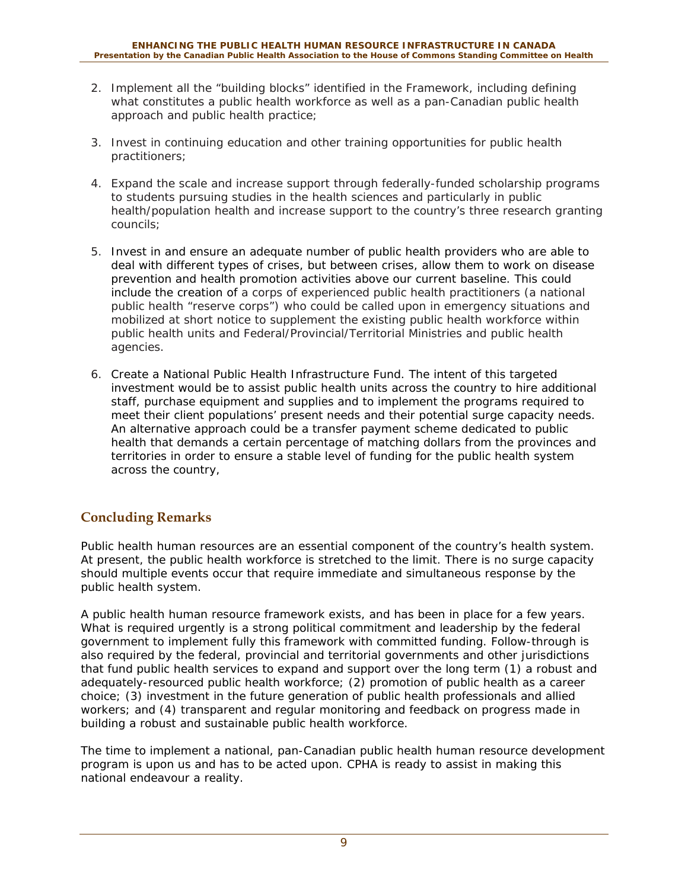2. Implement all the "building blocks" identified in the Framework, including defining what constitutes a public health workforce as well as a pan-Canadian public health approach and public health practice;

3. Invest in continuing education and other training opportunities for public health practitioners;

4. Expand the scale and increase support through federally-funded scholarship programs to students pursuing studies in the health sciences and particularly in public health/population health and increase support to the country's three research granting councils;

5. Invest in and ensure an adequate number of public health providers who are able to deal with different types of crises, but between crises, allow them to work on disease prevention and health promotion activities above our current baseline. This could include the creation of a corps of experienced public health practitioners (a national public health "reserve corps") who could be called upon in emergency situations and mobilized at short notice to supplement the existing public health workforce within public health units and Federal/Provincial/Territorial Ministries and public health agencies.

6. Create a National Public Health Infrastructure Fund. The intent of this targeted investment would be to assist public health units across the country to hire additional staff, purchase equipment and supplies and to implement the programs required to meet their client populations' present needs and their potential surge capacity needs. An alternative approach could be a transfer payment scheme dedicated to public health that demands a certain percentage of matching dollars from the provinces and territories in order to ensure a stable level of funding for the public health system across the country,

## Concluding Remarks

Public health human resources are an essential component of the country's health system. At present, the public health workforce is stretched to the limit. There is no surge capacity should multiple events occur that require immediate and simultaneous response by the public health system.

A public health human resource framework exists, and has been in place for a few years. What is required urgently is a strong political commitment and leadership by the federal government to implement fully this framework with committed funding. Follow-through is also required by the federal, provincial and territorial governments and other jurisdictions that fund public health services to expand and support over the long term (1) a robust and adequately-resourced public health workforce; (2) promotion of public health as a career choice; (3) investment in the future generation of public health professionals and allied workers; and (4) transparent and regular monitoring and feedback on progress made in building a robust and sustainable public health workforce.

The time to implement a national, pan-Canadian public health human resource development program is upon us and has to be acted upon. CPHA is ready to assist in making this national endeavour a reality.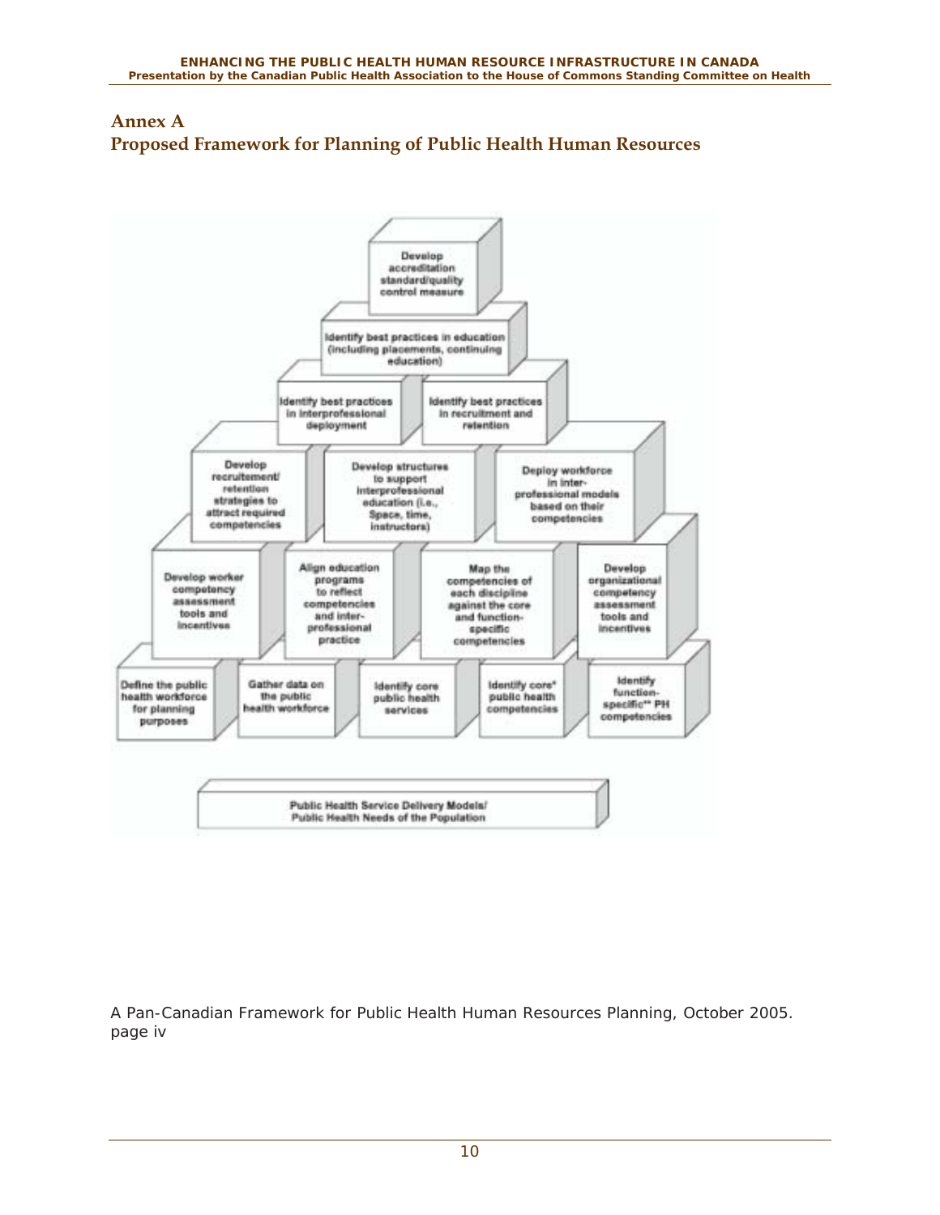## Annex A
## Proposed Framework for Planning of Public Health Human Resources

Develop accreditation standard/quality control measure

Identify best practices in education (including placements, continuing education)

Identify best practices in interprofessional deployment

Identify best practices in recruitment and retention

Develop recruitement/ retention strategies to attract required competencies

Develop structures to support interprofessional education (i.e., Space, time, instructors)

Deploy workforce in inter-professional models based on their competencies

Develop worker competency assessment tools and incentives

Align education programs to reflect competencies and inter-professional practice

Map the competencies of each discipline against the core and function-specific competencies

Develop organizational competency assessment tools and incentives

Define the public health workforce for planning purposes

Gather data on the public health workforce

Identify core public health services

Identify core* public health competencies

Identify function-specific** PH competencies

Public Health Service Delivery Models/ Public Health Needs of the Population

A Pan-Canadian Framework for Public Health Human Resources Planning, October 2005. page iv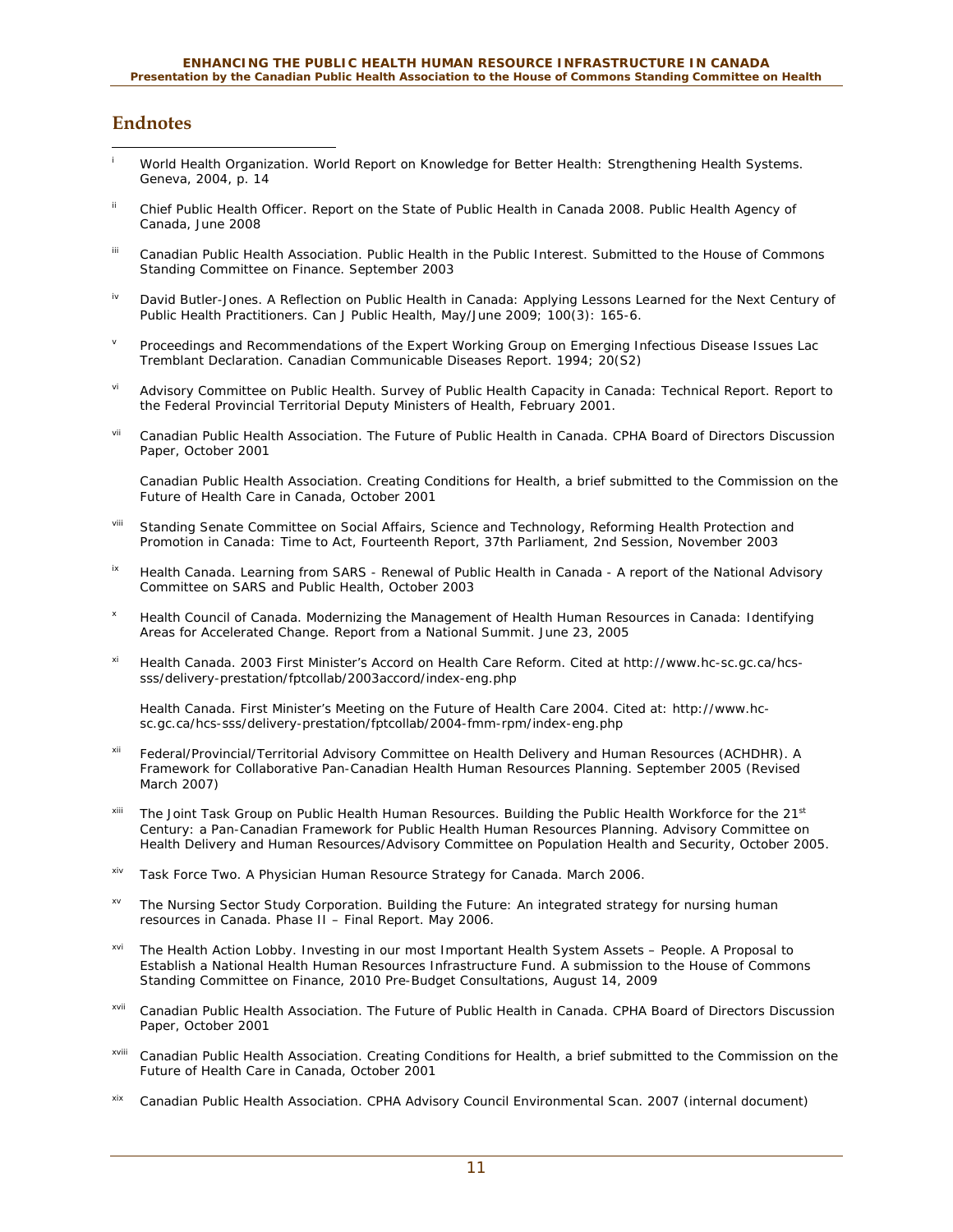## Endnotes

[i] World Health Organization. World Report on Knowledge for Better Health: Strengthening Health Systems. Geneva, 2004, p. 14

[ii] Chief Public Health Officer. Report on the State of Public Health in Canada 2008. Public Health Agency of Canada, June 2008

[iii] Canadian Public Health Association. Public Health in the Public Interest. Submitted to the House of Commons Standing Committee on Finance. September 2003

[iv] David Butler-Jones. A Reflection on Public Health in Canada: Applying Lessons Learned for the Next Century of Public Health Practitioners. Can J Public Health, May/June 2009; 100(3): 165-6.

[v] Proceedings and Recommendations of the Expert Working Group on Emerging Infectious Disease Issues Lac Tremblant Declaration. Canadian Communicable Diseases Report. 1994; 20(S2)

[vi] Advisory Committee on Public Health. Survey of Public Health Capacity in Canada: Technical Report. Report to the Federal Provincial Territorial Deputy Ministers of Health, February 2001.

[vii] Canadian Public Health Association. The Future of Public Health in Canada. CPHA Board of Directors Discussion Paper, October 2001

Canadian Public Health Association. Creating Conditions for Health, a brief submitted to the Commission on the Future of Health Care in Canada, October 2001

[viii] Standing Senate Committee on Social Affairs, Science and Technology, Reforming Health Protection and Promotion in Canada: Time to Act, Fourteenth Report, 37th Parliament, 2nd Session, November 2003

[ix] Health Canada. Learning from SARS - Renewal of Public Health in Canada - A report of the National Advisory Committee on SARS and Public Health, October 2003

[x] Health Council of Canada. Modernizing the Management of Health Human Resources in Canada: Identifying Areas for Accelerated Change. Report from a National Summit. June 23, 2005

[xi] Health Canada. 2003 First Minister's Accord on Health Care Reform. Cited at http://www.hc-sc.gc.ca/hcs-sss/delivery-prestation/fptcollab/2003accord/index-eng.php

Health Canada. First Minister's Meeting on the Future of Health Care 2004. Cited at: http://www.hc-sc.gc.ca/hcs-sss/delivery-prestation/fptcollab/2004-fmm-rpm/index-eng.php

[xii] Federal/Provincial/Territorial Advisory Committee on Health Delivery and Human Resources (ACHDHR). A Framework for Collaborative Pan-Canadian Health Human Resources Planning. September 2005 (Revised March 2007)

[xiii] The Joint Task Group on Public Health Human Resources. Building the Public Health Workforce for the 21st Century: a Pan-Canadian Framework for Public Health Human Resources Planning. Advisory Committee on Health Delivery and Human Resources/Advisory Committee on Population Health and Security, October 2005.

[xiv] Task Force Two. A Physician Human Resource Strategy for Canada. March 2006.

[xv] The Nursing Sector Study Corporation. Building the Future: An integrated strategy for nursing human resources in Canada. Phase II – Final Report. May 2006.

[xvi] The Health Action Lobby. Investing in our most Important Health System Assets – People. A Proposal to Establish a National Health Human Resources Infrastructure Fund. A submission to the House of Commons Standing Committee on Finance, 2010 Pre-Budget Consultations, August 14, 2009

[xvii] Canadian Public Health Association. The Future of Public Health in Canada. CPHA Board of Directors Discussion Paper, October 2001

[xviii] Canadian Public Health Association. Creating Conditions for Health, a brief submitted to the Commission on the Future of Health Care in Canada, October 2001

[xix] Canadian Public Health Association. CPHA Advisory Council Environmental Scan. 2007 (internal document)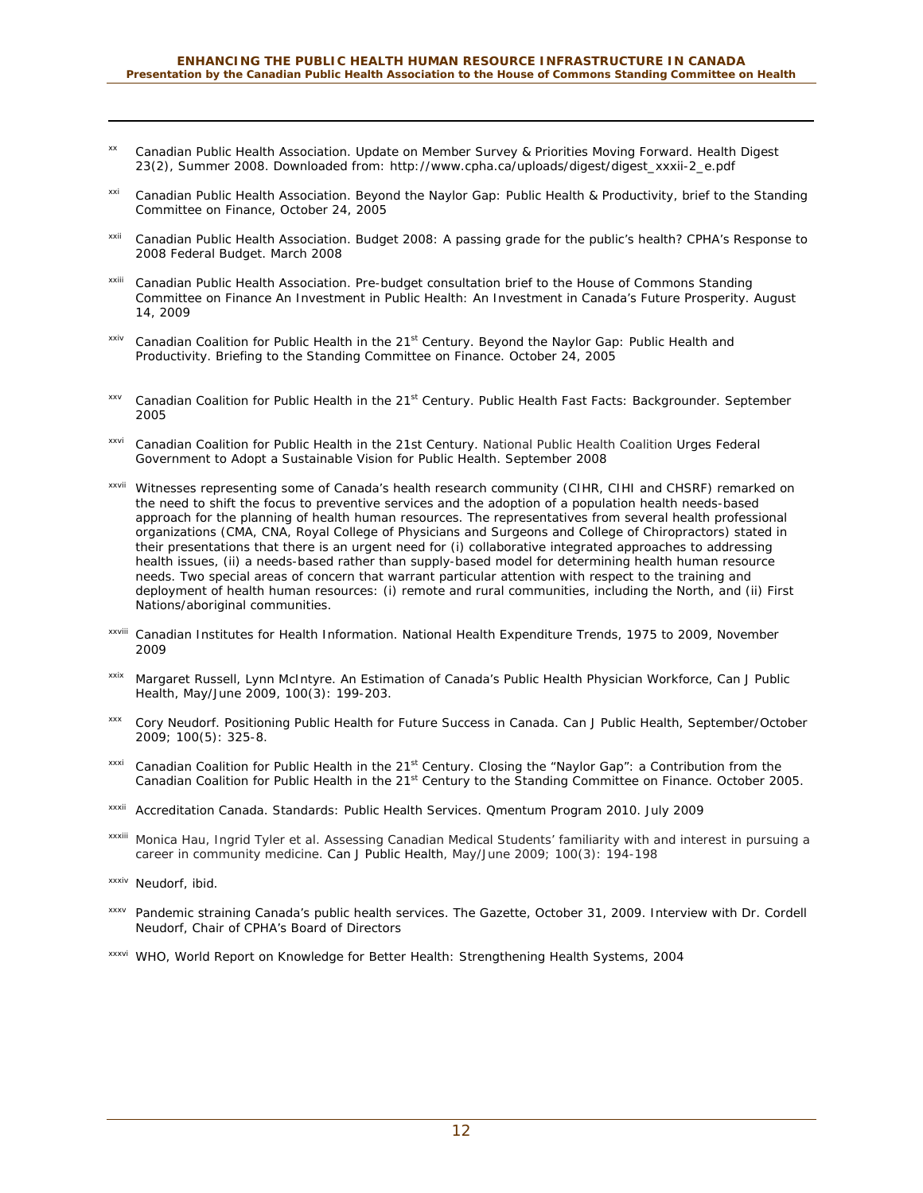[xx] Canadian Public Health Association. Update on Member Survey & Priorities Moving Forward. Health Digest 23(2), Summer 2008. Downloaded from: http://www.cpha.ca/uploads/digest/digest_xxxii-2_e.pdf

[xxi] Canadian Public Health Association. Beyond the Naylor Gap: Public Health & Productivity, brief to the Standing Committee on Finance, October 24, 2005

[xxii] Canadian Public Health Association. Budget 2008: A passing grade for the public's health? CPHA's Response to 2008 Federal Budget. March 2008

[xxiii] Canadian Public Health Association. Pre-budget consultation brief to the House of Commons Standing Committee on Finance An Investment in Public Health: An Investment in Canada's Future Prosperity. August 14, 2009

[xxiv] Canadian Coalition for Public Health in the 21[st] Century. Beyond the Naylor Gap: Public Health and Productivity. Briefing to the Standing Committee on Finance. October 24, 2005

[xxv] Canadian Coalition for Public Health in the 21[st] Century. Public Health Fast Facts: Backgrounder. September 2005

[xxvi] Canadian Coalition for Public Health in the 21st Century. National Public Health Coalition Urges Federal Government to Adopt a Sustainable Vision for Public Health. September 2008

[xxvii] Witnesses representing some of Canada's health research community (CIHR, CIHI and CHSRF) remarked on the need to shift the focus to preventive services and the adoption of a population health needs-based approach for the planning of health human resources. The representatives from several health professional organizations (CMA, CNA, Royal College of Physicians and Surgeons and College of Chiropractors) stated in their presentations that there is an urgent need for (i) collaborative integrated approaches to addressing health issues, (ii) a needs-based rather than supply-based model for determining health human resource needs. Two special areas of concern that warrant particular attention with respect to the training and deployment of health human resources: (i) remote and rural communities, including the North, and (ii) First Nations/aboriginal communities.

[xxviii] Canadian Institutes for Health Information. National Health Expenditure Trends, 1975 to 2009, November 2009

[xxix] Margaret Russell, Lynn McIntyre. An Estimation of Canada's Public Health Physician Workforce, Can J Public Health, May/June 2009, 100(3): 199-203.

[xxx] Cory Neudorf. Positioning Public Health for Future Success in Canada. Can J Public Health, September/October 2009; 100(5): 325-8.

[xxxi] Canadian Coalition for Public Health in the 21[st] Century. Closing the "Naylor Gap": a Contribution from the Canadian Coalition for Public Health in the 21[st] Century to the Standing Committee on Finance. October 2005.

[xxxii] Accreditation Canada. Standards: Public Health Services. Qmentum Program 2010. July 2009

[xxxiii] Monica Hau, Ingrid Tyler et al. Assessing Canadian Medical Students' familiarity with and interest in pursuing a career in community medicine. Can J Public Health, May/June 2009; 100(3): 194-198

[xxxiv] Neudorf, ibid.

[xxxv] Pandemic straining Canada's public health services. The Gazette, October 31, 2009. Interview with Dr. Cordell Neudorf, Chair of CPHA's Board of Directors

[xxxvi] WHO, World Report on Knowledge for Better Health: Strengthening Health Systems, 2004